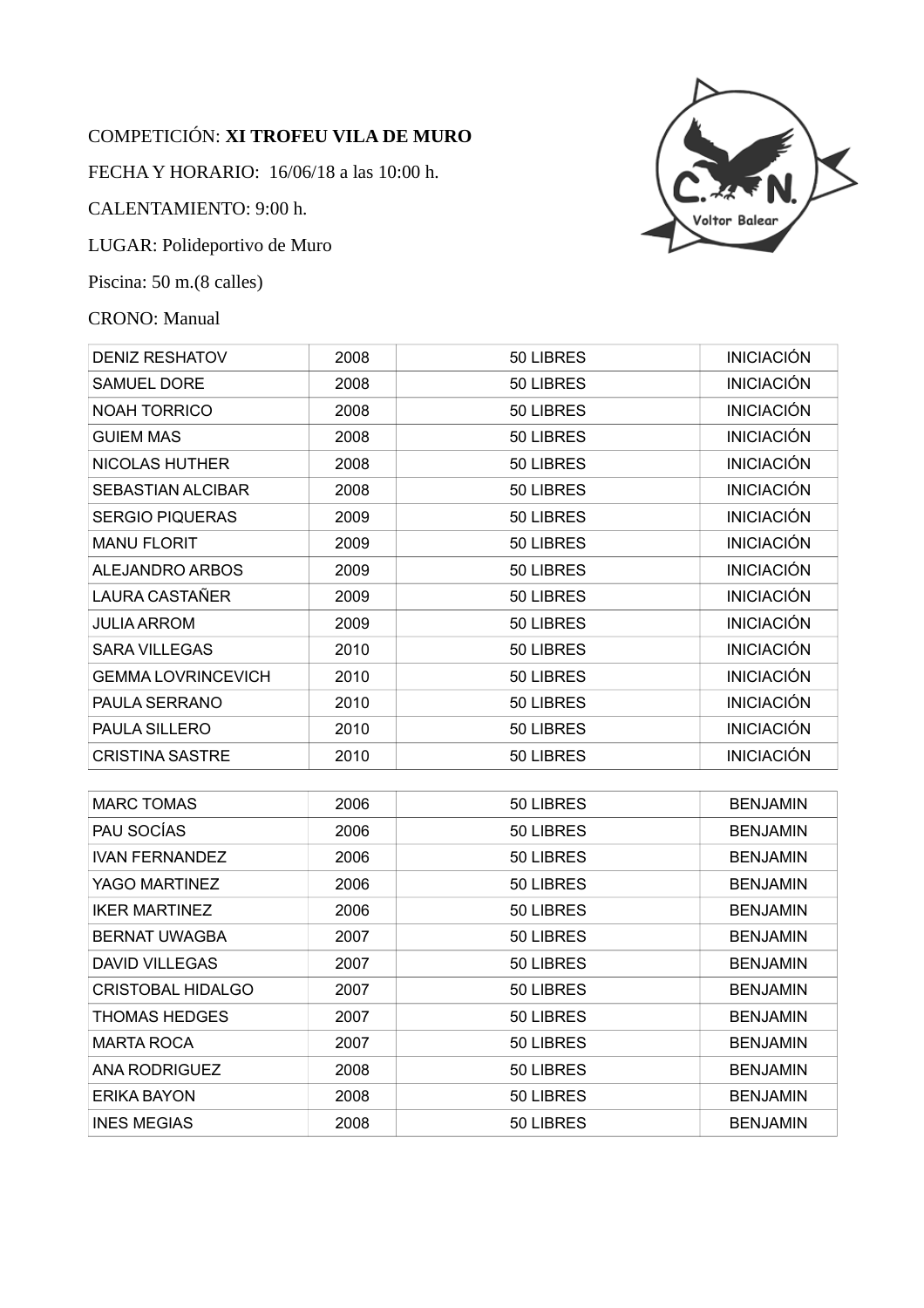COMPETICIÓN: **XI TROFEU VILA DE MURO**

FECHA Y HORARIO: 16/06/18 a las 10:00 h.

CALENTAMIENTO: 9:00 h.

LUGAR: Polideportivo de Muro

Piscina: 50 m.(8 calles)

CRONO: Manual

| | | | |
|---|---|---|---|
| DENIZ RESHATOV | 2008 | 50 LIBRES | INICIACIÓN |
| SAMUEL DORE | 2008 | 50 LIBRES | INICIACIÓN |
| NOAH TORRICO | 2008 | 50 LIBRES | INICIACIÓN |
| GUIEM MAS | 2008 | 50 LIBRES | INICIACIÓN |
| NICOLAS HUTHER | 2008 | 50 LIBRES | INICIACIÓN |
| SEBASTIAN ALCIBAR | 2008 | 50 LIBRES | INICIACIÓN |
| SERGIO PIQUERAS | 2009 | 50 LIBRES | INICIACIÓN |
| MANU FLORIT | 2009 | 50 LIBRES | INICIACIÓN |
| ALEJANDRO ARBOS | 2009 | 50 LIBRES | INICIACIÓN |
| LAURA CASTAÑER | 2009 | 50 LIBRES | INICIACIÓN |
| JULIA ARROM | 2009 | 50 LIBRES | INICIACIÓN |
| SARA VILLEGAS | 2010 | 50 LIBRES | INICIACIÓN |
| GEMMA LOVRINCEVICH | 2010 | 50 LIBRES | INICIACIÓN |
| PAULA SERRANO | 2010 | 50 LIBRES | INICIACIÓN |
| PAULA SILLERO | 2010 | 50 LIBRES | INICIACIÓN |
| CRISTINA SASTRE | 2010 | 50 LIBRES | INICIACIÓN |

| | | | |
|---|---|---|---|
| MARC TOMAS | 2006 | 50 LIBRES | BENJAMIN |
| PAU SOCÍAS | 2006 | 50 LIBRES | BENJAMIN |
| IVAN FERNANDEZ | 2006 | 50 LIBRES | BENJAMIN |
| YAGO MARTINEZ | 2006 | 50 LIBRES | BENJAMIN |
| IKER MARTINEZ | 2006 | 50 LIBRES | BENJAMIN |
| BERNAT UWAGBA | 2007 | 50 LIBRES | BENJAMIN |
| DAVID VILLEGAS | 2007 | 50 LIBRES | BENJAMIN |
| CRISTOBAL HIDALGO | 2007 | 50 LIBRES | BENJAMIN |
| THOMAS HEDGES | 2007 | 50 LIBRES | BENJAMIN |
| MARTA ROCA | 2007 | 50 LIBRES | BENJAMIN |
| ANA RODRIGUEZ | 2008 | 50 LIBRES | BENJAMIN |
| ERIKA BAYON | 2008 | 50 LIBRES | BENJAMIN |
| INES MEGIAS | 2008 | 50 LIBRES | BENJAMIN |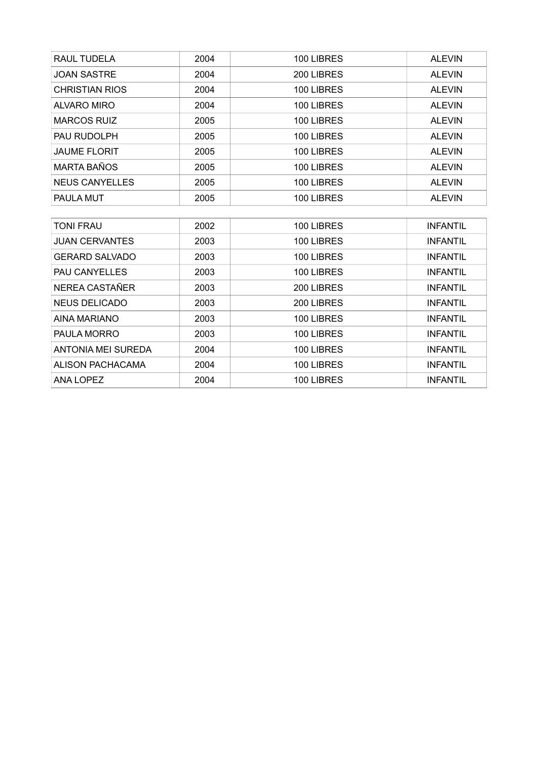| | | | |
|---|---|---|---|
| RAUL TUDELA | 2004 | 100 LIBRES | ALEVIN |
| JOAN SASTRE | 2004 | 200 LIBRES | ALEVIN |
| CHRISTIAN RIOS | 2004 | 100 LIBRES | ALEVIN |
| ALVARO MIRO | 2004 | 100 LIBRES | ALEVIN |
| MARCOS RUIZ | 2005 | 100 LIBRES | ALEVIN |
| PAU RUDOLPH | 2005 | 100 LIBRES | ALEVIN |
| JAUME FLORIT | 2005 | 100 LIBRES | ALEVIN |
| MARTA BAÑOS | 2005 | 100 LIBRES | ALEVIN |
| NEUS CANYELLES | 2005 | 100 LIBRES | ALEVIN |
| PAULA MUT | 2005 | 100 LIBRES | ALEVIN |

| | | | |
|---|---|---|---|
| TONI FRAU | 2002 | 100 LIBRES | INFANTIL |
| JUAN CERVANTES | 2003 | 100 LIBRES | INFANTIL |
| GERARD SALVADO | 2003 | 100 LIBRES | INFANTIL |
| PAU CANYELLES | 2003 | 100 LIBRES | INFANTIL |
| NEREA CASTAÑER | 2003 | 200 LIBRES | INFANTIL |
| NEUS DELICADO | 2003 | 200 LIBRES | INFANTIL |
| AINA MARIANO | 2003 | 100 LIBRES | INFANTIL |
| PAULA MORRO | 2003 | 100 LIBRES | INFANTIL |
| ANTONIA MEI SUREDA | 2004 | 100 LIBRES | INFANTIL |
| ALISON PACHACAMA | 2004 | 100 LIBRES | INFANTIL |
| ANA LOPEZ | 2004 | 100 LIBRES | INFANTIL |